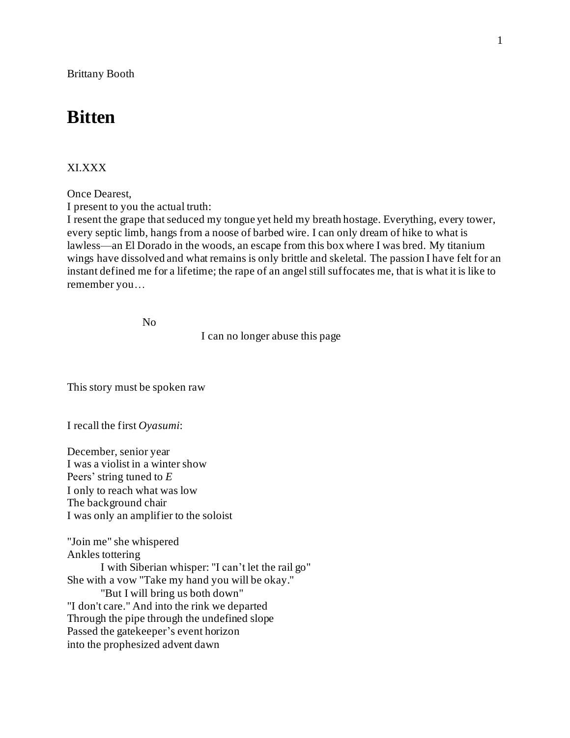Brittany Booth

# Bitten

XI.XXX

Once Dearest,
I present to you the actual truth:
I resent the grape that seduced my tongue yet held my breath hostage. Everything, every tower, every septic limb, hangs from a noose of barbed wire. I can only dream of hike to what is lawless—an El Dorado in the woods, an escape from this box where I was bred. My titanium wings have dissolved and what remains is only brittle and skeletal. The passion I have felt for an instant defined me for a lifetime; the rape of an angel still suffocates me, that is what it is like to remember you…

No

I can no longer abuse this page

This story must be spoken raw

I recall the first *Oyasumi*:

December, senior year
I was a violist in a winter show
Peers' string tuned to *E*
I only to reach what was low
The background chair
I was only an amplifier to the soloist

"Join me" she whispered
Ankles tottering
&nbsp;&nbsp;&nbsp;&nbsp;&nbsp;&nbsp;&nbsp;&nbsp;I with Siberian whisper: "I can't let the rail go"
She with a vow "Take my hand you will be okay."
&nbsp;&nbsp;&nbsp;&nbsp;&nbsp;&nbsp;&nbsp;&nbsp;"But I will bring us both down"
"I don't care." And into the rink we departed
Through the pipe through the undefined slope
Passed the gatekeeper's event horizon
into the prophesized advent dawn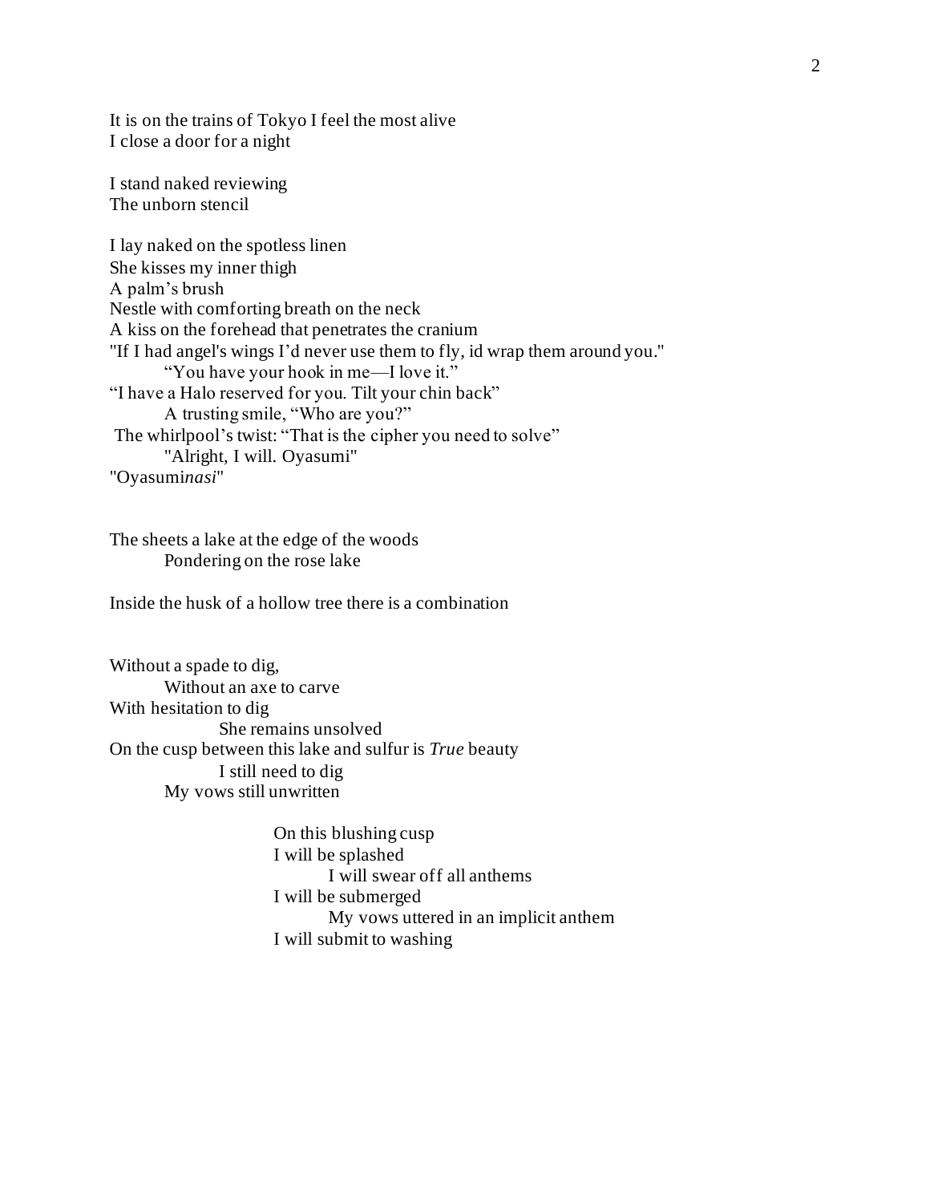It is on the trains of Tokyo I feel the most alive
I close a door for a night

I stand naked reviewing
The unborn stencil

I lay naked on the spotless linen
She kisses my inner thigh
A palm's brush
Nestle with comforting breath on the neck
A kiss on the forehead that penetrates the cranium
"If I had angel's wings I'd never use them to fly, id wrap them around you."
&nbsp;&nbsp;&nbsp;&nbsp;&nbsp;&nbsp;&nbsp;&nbsp;"You have your hook in me—I love it."
"I have a Halo reserved for you. Tilt your chin back"
&nbsp;&nbsp;&nbsp;&nbsp;&nbsp;&nbsp;&nbsp;&nbsp;A trusting smile, "Who are you?"
The whirlpool's twist: "That is the cipher you need to solve"
&nbsp;&nbsp;&nbsp;&nbsp;&nbsp;&nbsp;&nbsp;&nbsp;"Alright, I will. Oyasumi"
"Oyasumi*nasi*"

The sheets a lake at the edge of the woods
&nbsp;&nbsp;&nbsp;&nbsp;&nbsp;&nbsp;&nbsp;&nbsp;Pondering on the rose lake

Inside the husk of a hollow tree there is a combination

Without a spade to dig,
&nbsp;&nbsp;&nbsp;&nbsp;&nbsp;&nbsp;&nbsp;&nbsp;Without an axe to carve
With hesitation to dig
&nbsp;&nbsp;&nbsp;&nbsp;&nbsp;&nbsp;&nbsp;&nbsp;&nbsp;&nbsp;&nbsp;&nbsp;&nbsp;&nbsp;&nbsp;&nbsp;She remains unsolved
On the cusp between this lake and sulfur is *True* beauty
&nbsp;&nbsp;&nbsp;&nbsp;&nbsp;&nbsp;&nbsp;&nbsp;&nbsp;&nbsp;&nbsp;&nbsp;&nbsp;&nbsp;&nbsp;&nbsp;I still need to dig
&nbsp;&nbsp;&nbsp;&nbsp;&nbsp;&nbsp;&nbsp;&nbsp;My vows still unwritten

&nbsp;&nbsp;&nbsp;&nbsp;&nbsp;&nbsp;&nbsp;&nbsp;&nbsp;&nbsp;&nbsp;&nbsp;&nbsp;&nbsp;&nbsp;&nbsp;&nbsp;&nbsp;&nbsp;&nbsp;&nbsp;&nbsp;&nbsp;&nbsp;On this blushing cusp
&nbsp;&nbsp;&nbsp;&nbsp;&nbsp;&nbsp;&nbsp;&nbsp;&nbsp;&nbsp;&nbsp;&nbsp;&nbsp;&nbsp;&nbsp;&nbsp;&nbsp;&nbsp;&nbsp;&nbsp;&nbsp;&nbsp;&nbsp;&nbsp;I will be splashed
&nbsp;&nbsp;&nbsp;&nbsp;&nbsp;&nbsp;&nbsp;&nbsp;&nbsp;&nbsp;&nbsp;&nbsp;&nbsp;&nbsp;&nbsp;&nbsp;&nbsp;&nbsp;&nbsp;&nbsp;&nbsp;&nbsp;&nbsp;&nbsp;&nbsp;&nbsp;&nbsp;&nbsp;&nbsp;&nbsp;&nbsp;&nbsp;I will swear off all anthems
&nbsp;&nbsp;&nbsp;&nbsp;&nbsp;&nbsp;&nbsp;&nbsp;&nbsp;&nbsp;&nbsp;&nbsp;&nbsp;&nbsp;&nbsp;&nbsp;&nbsp;&nbsp;&nbsp;&nbsp;&nbsp;&nbsp;&nbsp;&nbsp;I will be submerged
&nbsp;&nbsp;&nbsp;&nbsp;&nbsp;&nbsp;&nbsp;&nbsp;&nbsp;&nbsp;&nbsp;&nbsp;&nbsp;&nbsp;&nbsp;&nbsp;&nbsp;&nbsp;&nbsp;&nbsp;&nbsp;&nbsp;&nbsp;&nbsp;&nbsp;&nbsp;&nbsp;&nbsp;&nbsp;&nbsp;&nbsp;&nbsp;My vows uttered in an implicit anthem
&nbsp;&nbsp;&nbsp;&nbsp;&nbsp;&nbsp;&nbsp;&nbsp;&nbsp;&nbsp;&nbsp;&nbsp;&nbsp;&nbsp;&nbsp;&nbsp;&nbsp;&nbsp;&nbsp;&nbsp;&nbsp;&nbsp;&nbsp;&nbsp;I will submit to washing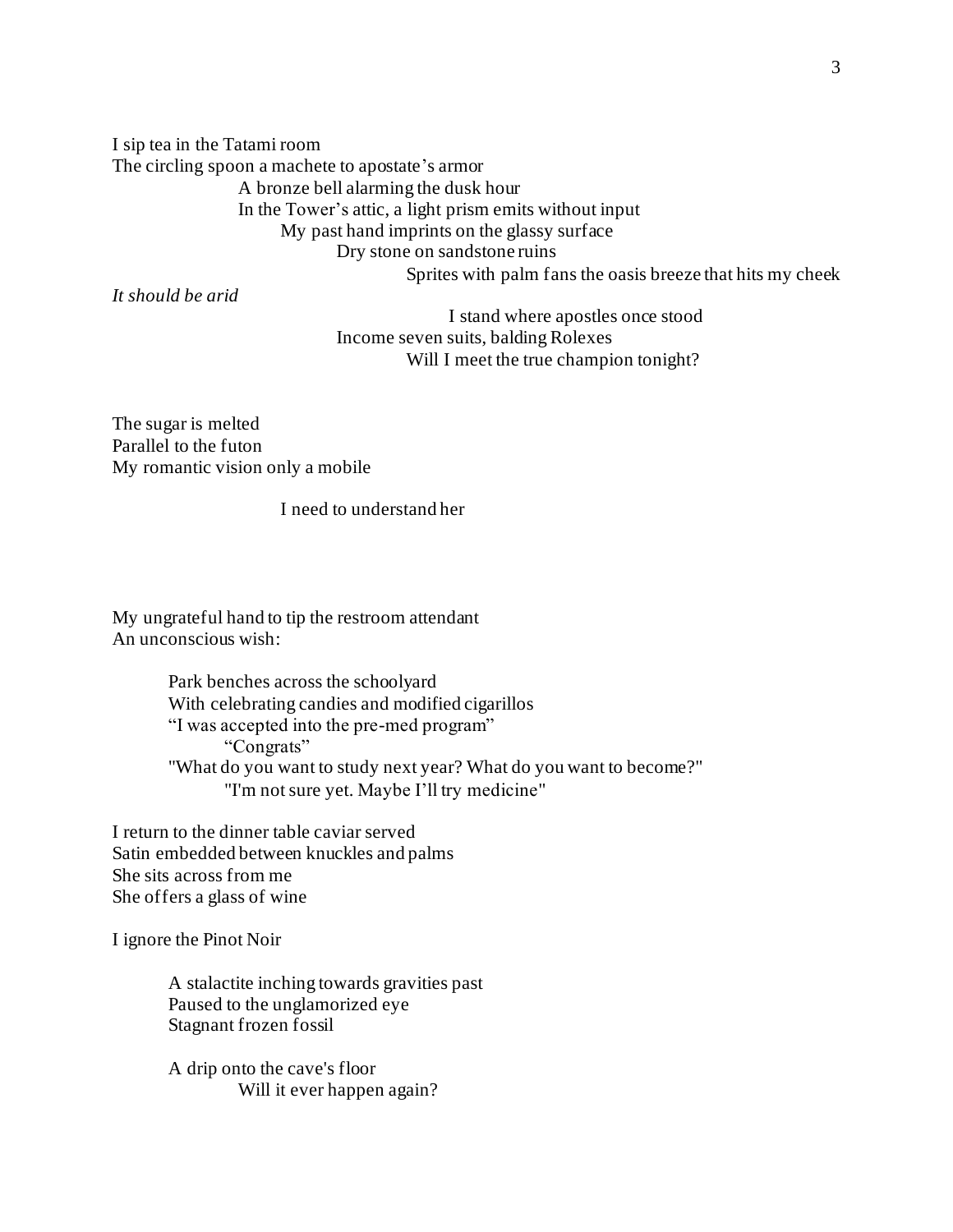I sip tea in the Tatami room
The circling spoon a machete to apostate's armor
A bronze bell alarming the dusk hour
In the Tower's attic, a light prism emits without input
My past hand imprints on the glassy surface
Dry stone on sandstone ruins
Sprites with palm fans the oasis breeze that hits my cheek
*It should be arid*
I stand where apostles once stood
Income seven suits, balding Rolexes
Will I meet the true champion tonight?

The sugar is melted
Parallel to the futon
My romantic vision only a mobile

I need to understand her

My ungrateful hand to tip the restroom attendant
An unconscious wish:

Park benches across the schoolyard
With celebrating candies and modified cigarillos
"I was accepted into the pre-med program"
"Congrats"
"What do you want to study next year? What do you want to become?"
"I'm not sure yet. Maybe I'll try medicine"

I return to the dinner table caviar served
Satin embedded between knuckles and palms
She sits across from me
She offers a glass of wine

I ignore the Pinot Noir

A stalactite inching towards gravities past
Paused to the unglamorized eye
Stagnant frozen fossil

A drip onto the cave's floor
Will it ever happen again?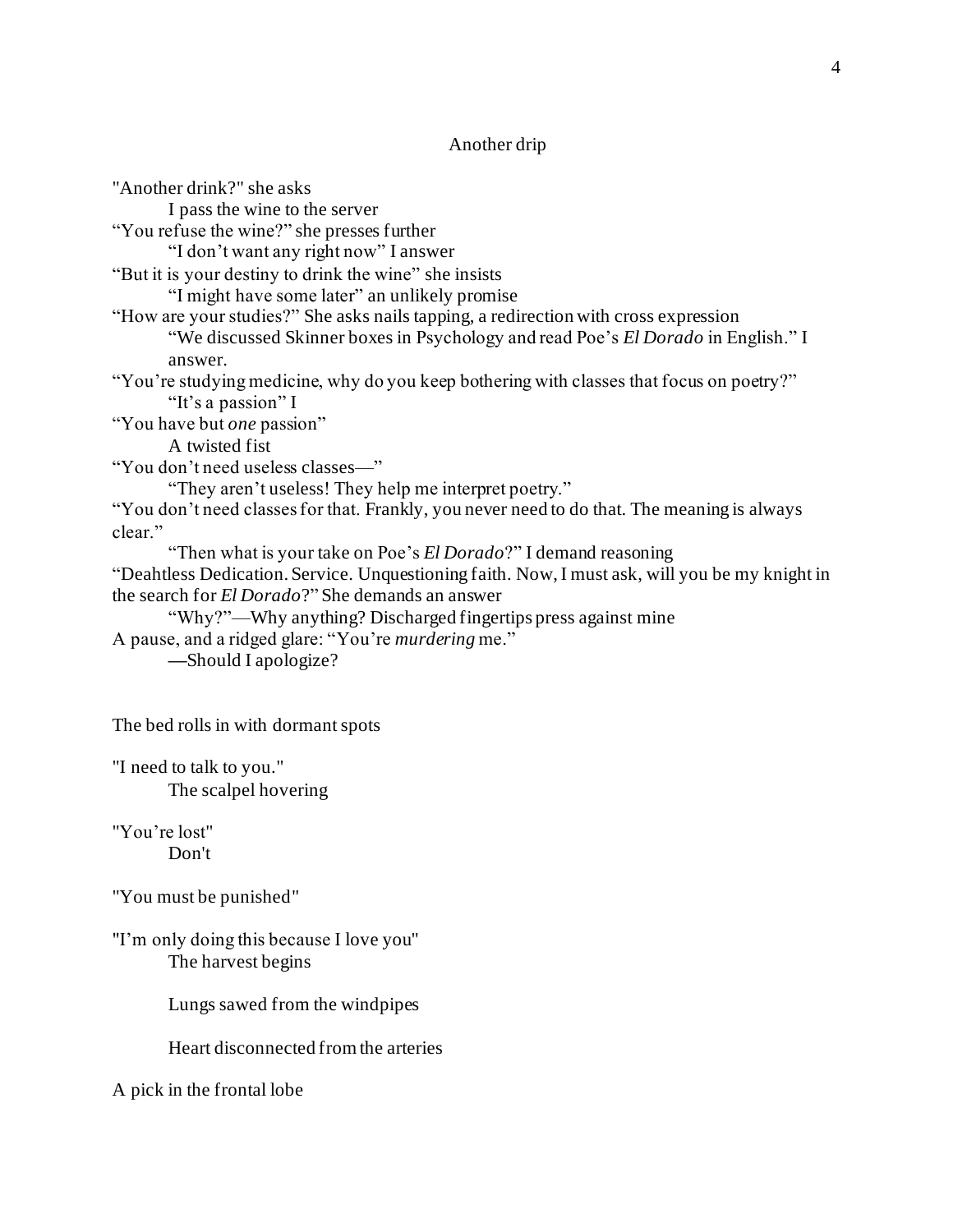Another drip

"Another drink?" she asks

  I pass the wine to the server

"You refuse the wine?" she presses further

  "I don't want any right now" I answer

"But it is your destiny to drink the wine" she insists

  "I might have some later" an unlikely promise

"How are your studies?" She asks nails tapping, a redirection with cross expression

  "We discussed Skinner boxes in Psychology and read Poe's *El Dorado* in English." I answer.

"You're studying medicine, why do you keep bothering with classes that focus on poetry?"

  "It's a passion" I

"You have but *one* passion"

  A twisted fist

"You don't need useless classes—"

  "They aren't useless! They help me interpret poetry."

"You don't need classes for that. Frankly, you never need to do that. The meaning is always clear."

  "Then what is your take on Poe's *El Dorado*?" I demand reasoning

"Deahtless Dedication. Service. Unquestioning faith. Now, I must ask, will you be my knight in the search for *El Dorado*?" She demands an answer

  "Why?"—Why anything? Discharged fingertips press against mine

A pause, and a ridged glare: "You're *murdering* me."

  —Should I apologize?

The bed rolls in with dormant spots

"I need to talk to you."

  The scalpel hovering

"You're lost"

  Don't

"You must be punished"

"I'm only doing this because I love you"

  The harvest begins

  Lungs sawed from the windpipes

  Heart disconnected from the arteries

A pick in the frontal lobe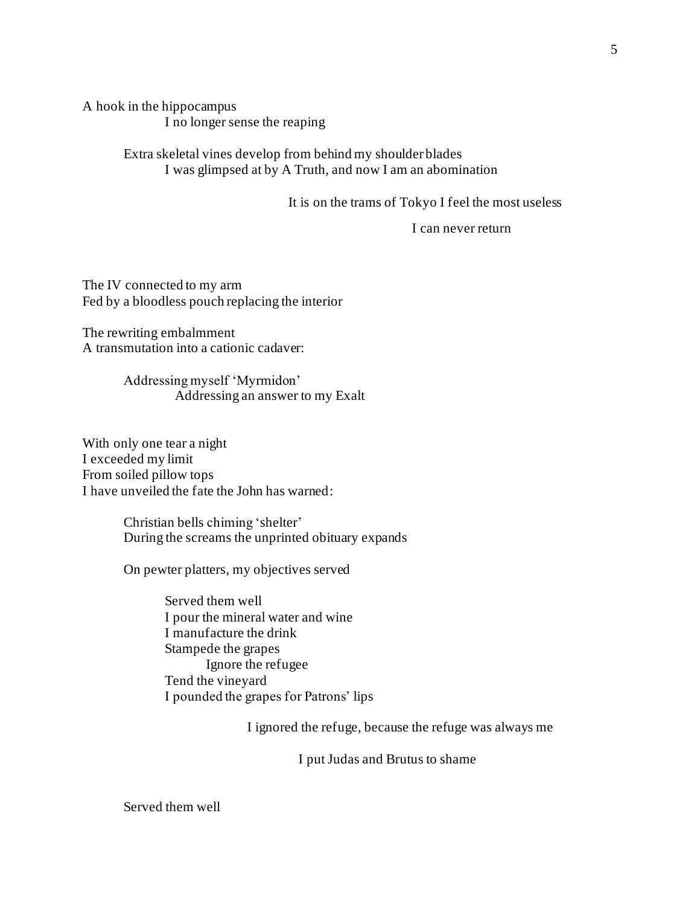A hook in the hippocampus
I no longer sense the reaping

Extra skeletal vines develop from behind my shoulder blades
I was glimpsed at by A Truth, and now I am an abomination

It is on the trams of Tokyo I feel the most useless

I can never return

The IV connected to my arm
Fed by a bloodless pouch replacing the interior

The rewriting embalmment
A transmutation into a cationic cadaver:

Addressing myself 'Myrmidon'
Addressing an answer to my Exalt

With only one tear a night
I exceeded my limit
From soiled pillow tops
I have unveiled the fate the John has warned:

Christian bells chiming 'shelter'
During the screams the unprinted obituary expands

On pewter platters, my objectives served

Served them well
I pour the mineral water and wine
I manufacture the drink
Stampede the grapes
Ignore the refugee
Tend the vineyard
I pounded the grapes for Patrons' lips

I ignored the refuge, because the refuge was always me

I put Judas and Brutus to shame

Served them well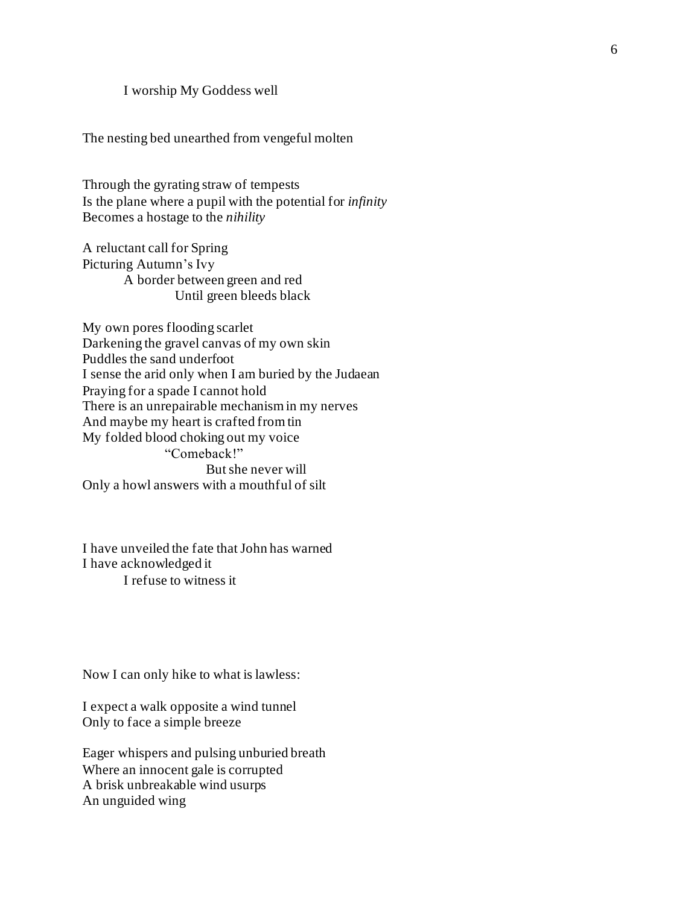I worship My Goddess well

The nesting bed unearthed from vengeful molten

Through the gyrating straw of tempests
Is the plane where a pupil with the potential for *infinity*
Becomes a hostage to the *nihility*

A reluctant call for Spring
Picturing Autumn's Ivy
A border between green and red
Until green bleeds black

My own pores flooding scarlet
Darkening the gravel canvas of my own skin
Puddles the sand underfoot
I sense the arid only when I am buried by the Judaean
Praying for a spade I cannot hold
There is an unrepairable mechanism in my nerves
And maybe my heart is crafted from tin
My folded blood choking out my voice
"Comeback!"
But she never will
Only a howl answers with a mouthful of silt

I have unveiled the fate that John has warned
I have acknowledged it
I refuse to witness it

Now I can only hike to what is lawless:

I expect a walk opposite a wind tunnel
Only to face a simple breeze

Eager whispers and pulsing unburied breath
Where an innocent gale is corrupted
A brisk unbreakable wind usurps
An unguided wing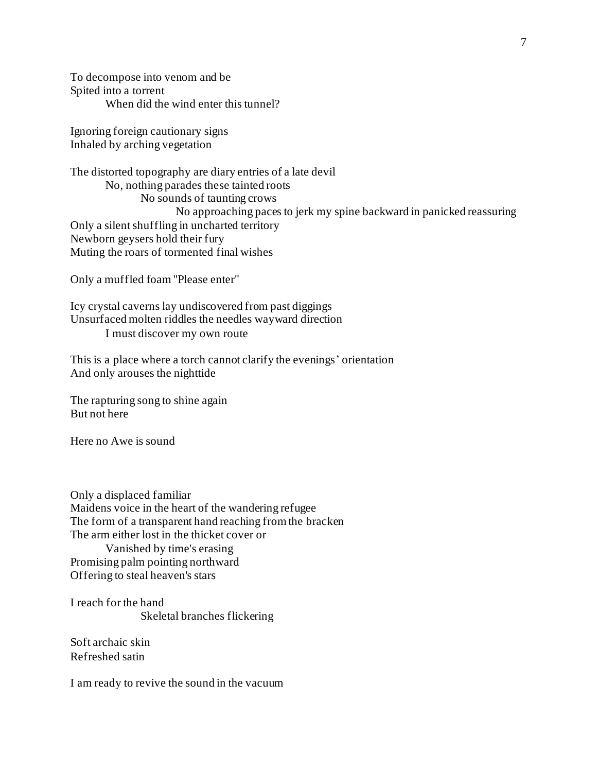To decompose into venom and be
Spited into a torrent
        When did the wind enter this tunnel?

Ignoring foreign cautionary signs
Inhaled by arching vegetation

The distorted topography are diary entries of a late devil
        No, nothing parades these tainted roots
                No sounds of taunting crows
                        No approaching paces to jerk my spine backward in panicked reassuring
Only a silent shuffling in uncharted territory
Newborn geysers hold their fury
Muting the roars of tormented final wishes

Only a muffled foam "Please enter"

Icy crystal caverns lay undiscovered from past diggings
Unsurfaced molten riddles the needles wayward direction
        I must discover my own route

This is a place where a torch cannot clarify the evenings' orientation
And only arouses the nighttide

The rapturing song to shine again
But not here

Here no Awe is sound

Only a displaced familiar
Maidens voice in the heart of the wandering refugee
The form of a transparent hand reaching from the bracken
The arm either lost in the thicket cover or
        Vanished by time's erasing
Promising palm pointing northward
Offering to steal heaven's stars

I reach for the hand
                Skeletal branches flickering

Soft archaic skin
Refreshed satin

I am ready to revive the sound in the vacuum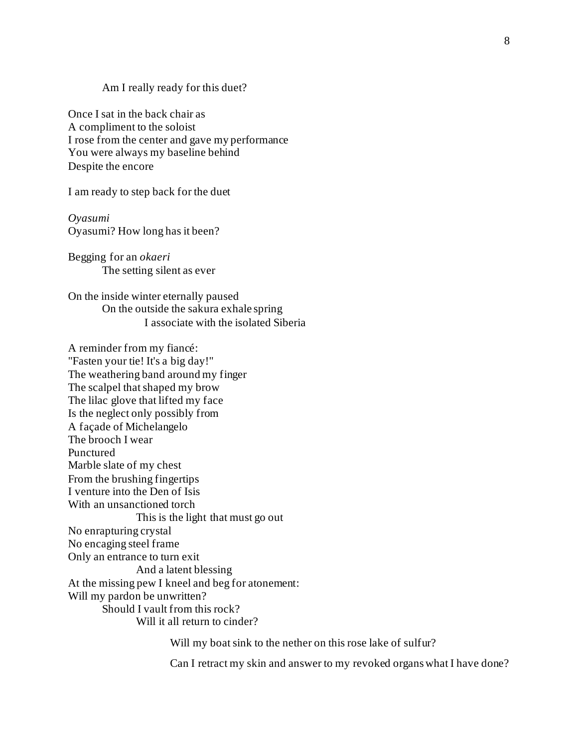Am I really ready for this duet?

Once I sat in the back chair as
A compliment to the soloist
I rose from the center and gave my performance
You were always my baseline behind
Despite the encore

I am ready to step back for the duet

*Oyasumi*
Oyasumi? How long has it been?

Begging for an *okaeri*
The setting silent as ever

On the inside winter eternally paused
On the outside the sakura exhale spring
I associate with the isolated Siberia

A reminder from my fiancé:
"Fasten your tie! It's a big day!"
The weathering band around my finger
The scalpel that shaped my brow
The lilac glove that lifted my face
Is the neglect only possibly from
A façade of Michelangelo
The brooch I wear
Punctured
Marble slate of my chest
From the brushing fingertips
I venture into the Den of Isis
With an unsanctioned torch
This is the light that must go out
No enrapturing crystal
No encaging steel frame
Only an entrance to turn exit
And a latent blessing
At the missing pew I kneel and beg for atonement:
Will my pardon be unwritten?
Should I vault from this rock?
Will it all return to cinder?

Will my boat sink to the nether on this rose lake of sulfur?

Can I retract my skin and answer to my revoked organs what I have done?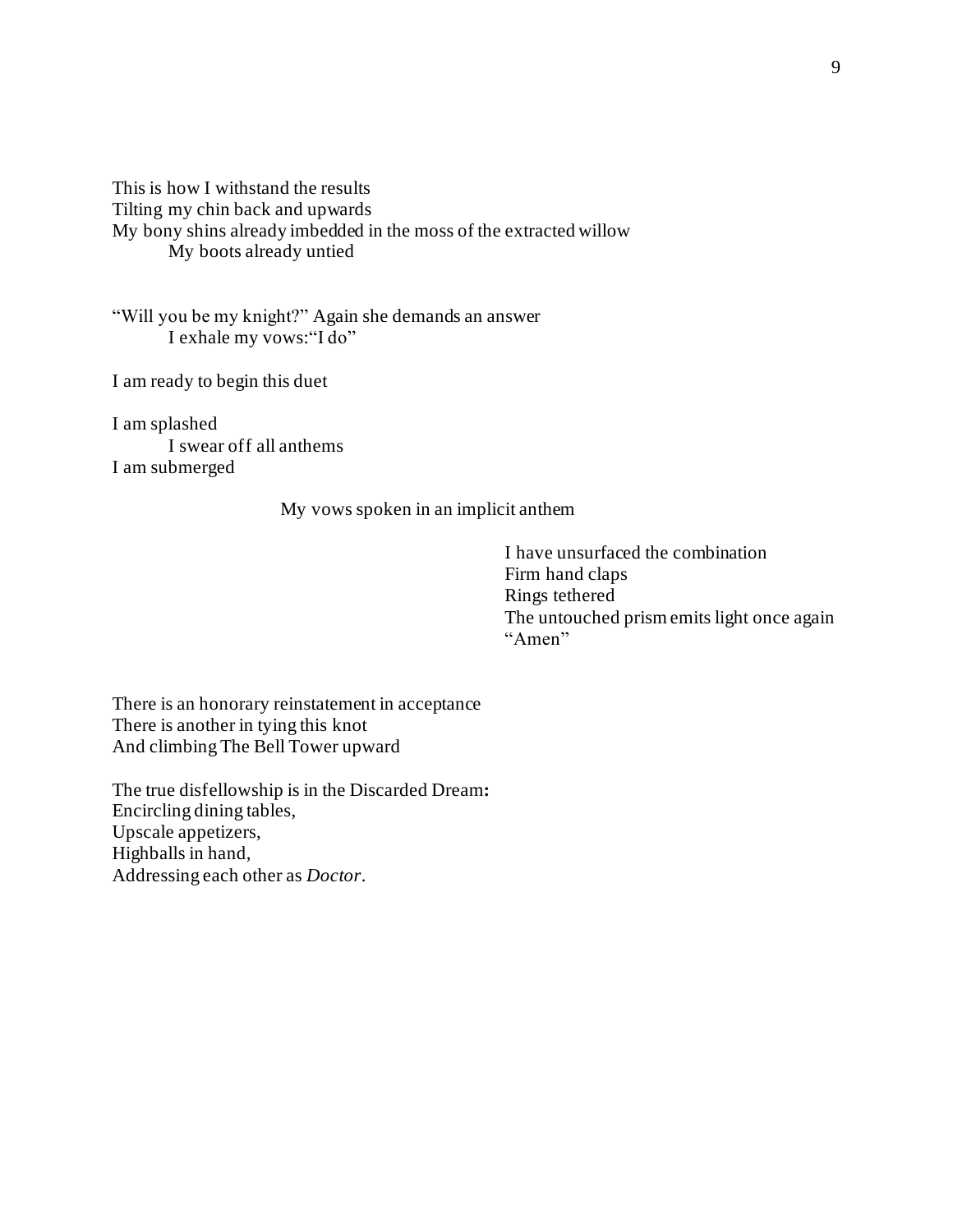This is how I withstand the results
Tilting my chin back and upwards
My bony shins already imbedded in the moss of the extracted willow
        My boots already untied

"Will you be my knight?" Again she demands an answer
        I exhale my vows:"I do"

I am ready to begin this duet

I am splashed
        I swear off all anthems
I am submerged

                My vows spoken in an implicit anthem

                                I have unsurfaced the combination
                                Firm hand claps
                                Rings tethered
                                The untouched prism emits light once again
                                "Amen"

There is an honorary reinstatement in acceptance
There is another in tying this knot
And climbing The Bell Tower upward

The true disfellowship is in the Discarded Dream**:**
Encircling dining tables,
Upscale appetizers,
Highballs in hand,
Addressing each other as *Doctor*.